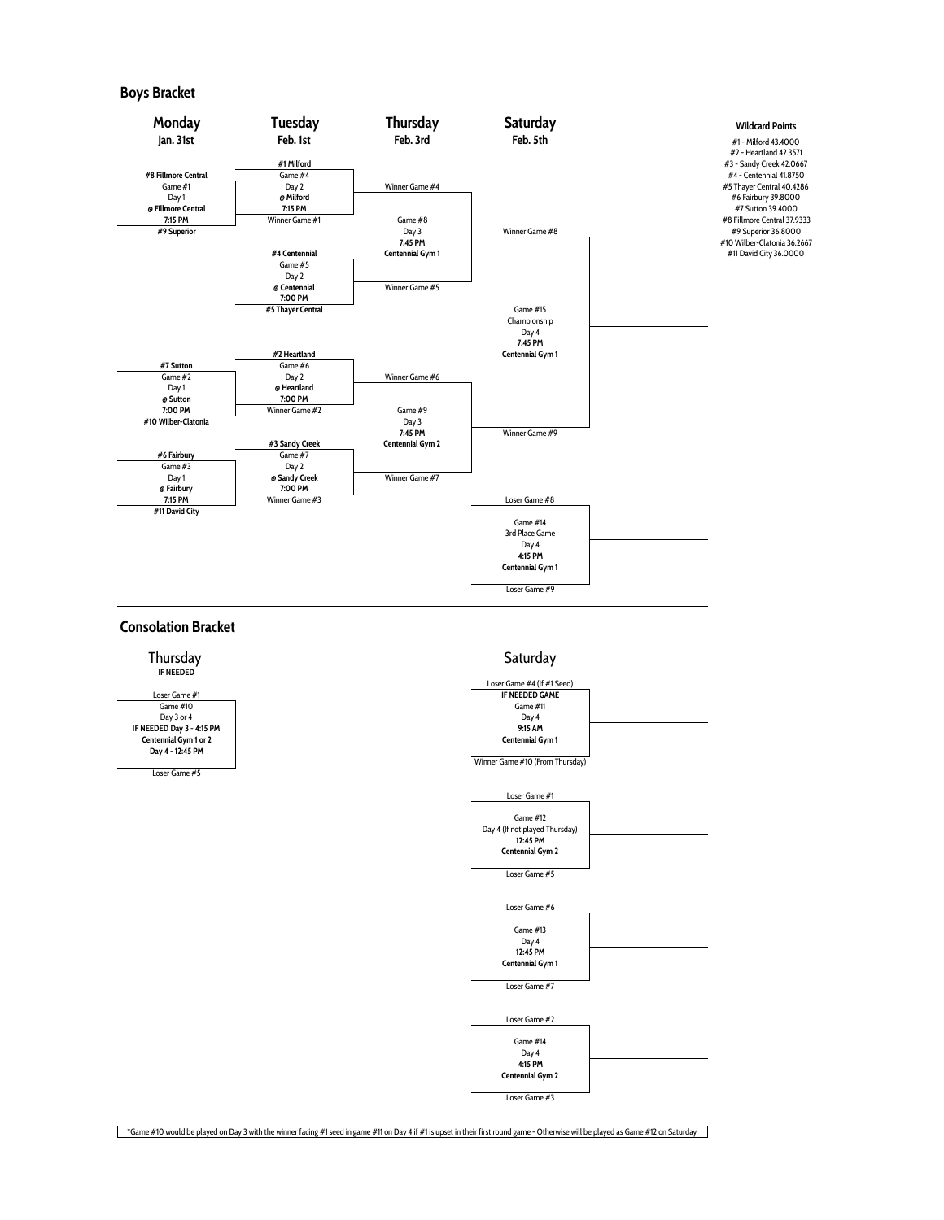## Boys Bracket

### Monday — Jan. 31st

**#8 Fillmore Central** vs **#9 Superior**
Game #1
Day 1
**@ Fillmore Central**
**7:15 PM**

**#7 Sutton** vs **#10 Wilber-Clatonia**
Game #2
Day 1
**@ Sutton**
**7:00 PM**

**#6 Fairbury** vs **#11 David City**
Game #3
Day 1
**@ Fairbury**
**7:15 PM**

### Tuesday — Feb. 1st

**#1 Milford** vs Winner Game #1
Game #4
Day 2
**@ Milford**
**7:15 PM**

**#4 Centennial** vs **#5 Thayer Central**
Game #5
Day 2
**@ Centennial**
**7:00 PM**

**#2 Heartland** vs Winner Game #2
Game #6
Day 2
**@ Heartland**
**7:00 PM**

**#3 Sandy Creek** vs Winner Game #3
Game #7
Day 2
**@ Sandy Creek**
**7:00 PM**

### Thursday — Feb. 3rd

Winner Game #4 vs Winner Game #5
Game #8
Day 3
**7:45 PM**
**Centennial Gym 1**

Winner Game #6 vs Winner Game #7
Game #9
Day 3
**7:45 PM**
**Centennial Gym 2**

### Saturday — Feb. 5th

Winner Game #8 vs Winner Game #9
Game #15
Championship
Day 4
**7:45 PM**
**Centennial Gym 1**

Loser Game #8 vs Loser Game #9
Game #14
3rd Place Game
Day 4
**4:15 PM**
**Centennial Gym 1**

**Wildcard Points**

#1 - Milford 43.4000
#2 - Heartland 42.3571
#3 - Sandy Creek 42.0667
#4 - Centennial 41.8750
#5 Thayer Central 40.4286
#6 Fairbury 39.8000
#7 Sutton 39.4000
#8 Fillmore Central 37.9333
#9 Superior 36.8000
#10 Wilber-Clatonia 36.2667
#11 David City 36.0000

## Consolation Bracket

### Thursday
**IF NEEDED**

Loser Game #1 vs Loser Game #5
Game #10
Day 3 or 4
**IF NEEDED Day 3 - 4:15 PM**
**Centennial Gym 1 or 2**
**Day 4 - 12:45 PM**

### Saturday

Loser Game #4 (If #1 Seed) vs Winner Game #10 (From Thursday)
**IF NEEDED GAME**
Game #11
Day 4
**9:15 AM**
**Centennial Gym 1**

Loser Game #1 vs Loser Game #5
Game #12
Day 4 (If not played Thursday)
**12:45 PM**
**Centennial Gym 2**

Loser Game #6 vs Loser Game #7
Game #13
Day 4
**12:45 PM**
**Centennial Gym 1**

Loser Game #2 vs Loser Game #3
Game #14
Day 4
**4:15 PM**
**Centennial Gym 2**

*Game #10 would be played on Day 3 with the winner facing #1 seed in game #11 on Day 4 if #1 is upset in their first round game - Otherwise will be played as Game #12 on Saturday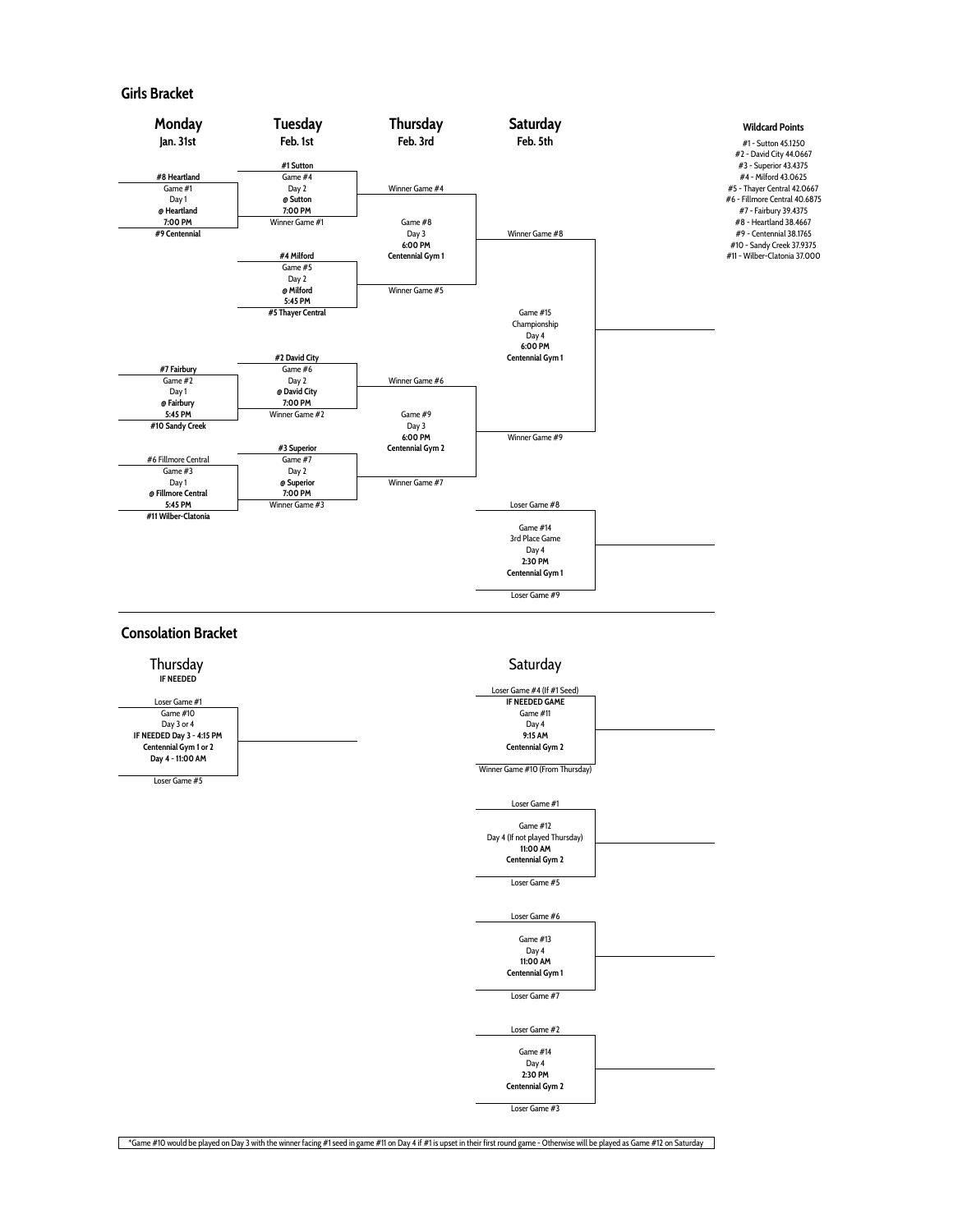## Girls Bracket

| Monday | Tuesday | Thursday | Saturday |
|---|---|---|---|
| Jan. 31st | Feb. 1st | Feb. 3rd | Feb. 5th |

**#8 Heartland**
Game #1
Day 1
**@ Heartland**
**7:00 PM**
**#9 Centennial**

**#1 Sutton**
Game #4
Day 2
**@ Sutton**
**7:00 PM**
Winner Game #1

**#4 Milford**
Game #5
Day 2
**@ Milford**
**5:45 PM**
**#5 Thayer Central**

Winner Game #4
Game #8
Day 3
**6:00 PM**
**Centennial Gym 1**
Winner Game #5

**#7 Fairbury**
Game #2
Day 1
**@ Fairbury**
**5:45 PM**
**#10 Sandy Creek**

**#2 David City**
Game #6
Day 2
**@ David City**
**7:00 PM**
Winner Game #2

#6 Fillmore Central
Game #3
Day 1
**@ Fillmore Central**
**5:45 PM**
**#11 Wilber-Clatonia**

**#3 Superior**
Game #7
Day 2
**@ Superior**
**7:00 PM**
Winner Game #3

Winner Game #6
Game #9
Day 3
**6:00 PM**
**Centennial Gym 2**
Winner Game #7

Winner Game #8
Game #15
Championship
Day 4
**6:00 PM**
**Centennial Gym 1**
Winner Game #9

Loser Game #8
Game #14
3rd Place Game
Day 4
**2:30 PM**
**Centennial Gym 1**
Loser Game #9

**Wildcard Points**

#1 - Sutton 45.1250
#2 - David City 44.0667
#3 - Superior 43.4375
#4 - Milford 43.0625
#5 - Thayer Central 42.0667
#6 - Fillmore Central 40.6875
#7 - Fairbury 39.4375
#8 - Heartland 38.4667
#9 - Centennial 38.1765
#10 - Sandy Creek 37.9375
#11 - Wilber-Clatonia 37.000

## Consolation Bracket

### Thursday
**IF NEEDED**

Loser Game #1
Game #10
Day 3 or 4
**IF NEEDED Day 3 - 4:15 PM**
**Centennial Gym 1 or 2**
**Day 4 - 11:00 AM**
Loser Game #5

### Saturday

Loser Game #4 (If #1 Seed)
**IF NEEDED GAME**
Game #11
Day 4
**9:15 AM**
**Centennial Gym 2**
Winner Game #10 (From Thursday)

Loser Game #1
Game #12
Day 4 (If not played Thursday)
**11:00 AM**
**Centennial Gym 2**
Loser Game #5

Loser Game #6
Game #13
Day 4
**11:00 AM**
**Centennial Gym 1**
Loser Game #7

Loser Game #2
Game #14
Day 4
**2:30 PM**
**Centennial Gym 2**
Loser Game #3

*Game #10 would be played on Day 3 with the winner facing #1 seed in game #11 on Day 4 if #1 is upset in their first round game - Otherwise will be played as Game #12 on Saturday